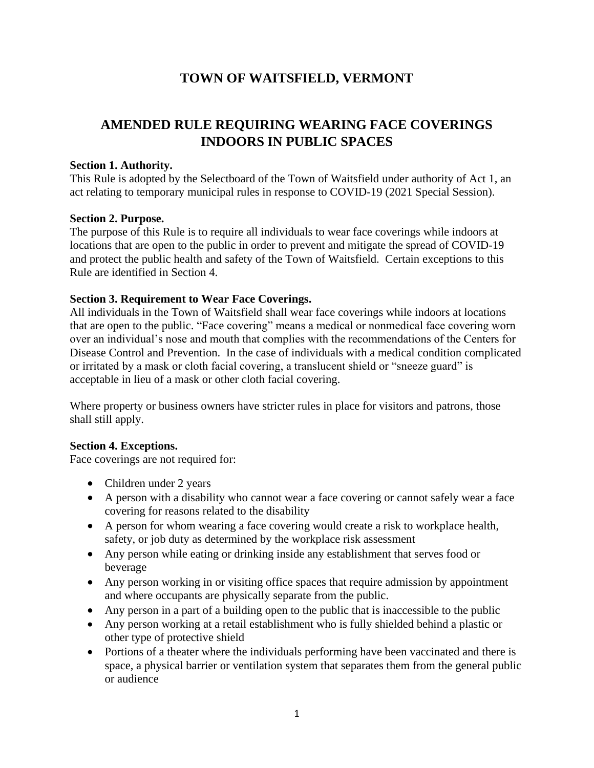# TOWN OF WAITSFIELD, VERMONT

## AMENDED RULE REQUIRING WEARING FACE COVERINGS INDOORS IN PUBLIC SPACES

**Section 1. Authority.**
This Rule is adopted by the Selectboard of the Town of Waitsfield under authority of Act 1, an act relating to temporary municipal rules in response to COVID-19 (2021 Special Session).

**Section 2. Purpose.**
The purpose of this Rule is to require all individuals to wear face coverings while indoors at locations that are open to the public in order to prevent and mitigate the spread of COVID-19 and protect the public health and safety of the Town of Waitsfield. Certain exceptions to this Rule are identified in Section 4.

**Section 3. Requirement to Wear Face Coverings.**
All individuals in the Town of Waitsfield shall wear face coverings while indoors at locations that are open to the public. "Face covering" means a medical or nonmedical face covering worn over an individual's nose and mouth that complies with the recommendations of the Centers for Disease Control and Prevention. In the case of individuals with a medical condition complicated or irritated by a mask or cloth facial covering, a translucent shield or "sneeze guard" is acceptable in lieu of a mask or other cloth facial covering.

Where property or business owners have stricter rules in place for visitors and patrons, those shall still apply.

**Section 4. Exceptions.**
Face coverings are not required for:

- Children under 2 years
- A person with a disability who cannot wear a face covering or cannot safely wear a face covering for reasons related to the disability
- A person for whom wearing a face covering would create a risk to workplace health, safety, or job duty as determined by the workplace risk assessment
- Any person while eating or drinking inside any establishment that serves food or beverage
- Any person working in or visiting office spaces that require admission by appointment and where occupants are physically separate from the public.
- Any person in a part of a building open to the public that is inaccessible to the public
- Any person working at a retail establishment who is fully shielded behind a plastic or other type of protective shield
- Portions of a theater where the individuals performing have been vaccinated and there is space, a physical barrier or ventilation system that separates them from the general public or audience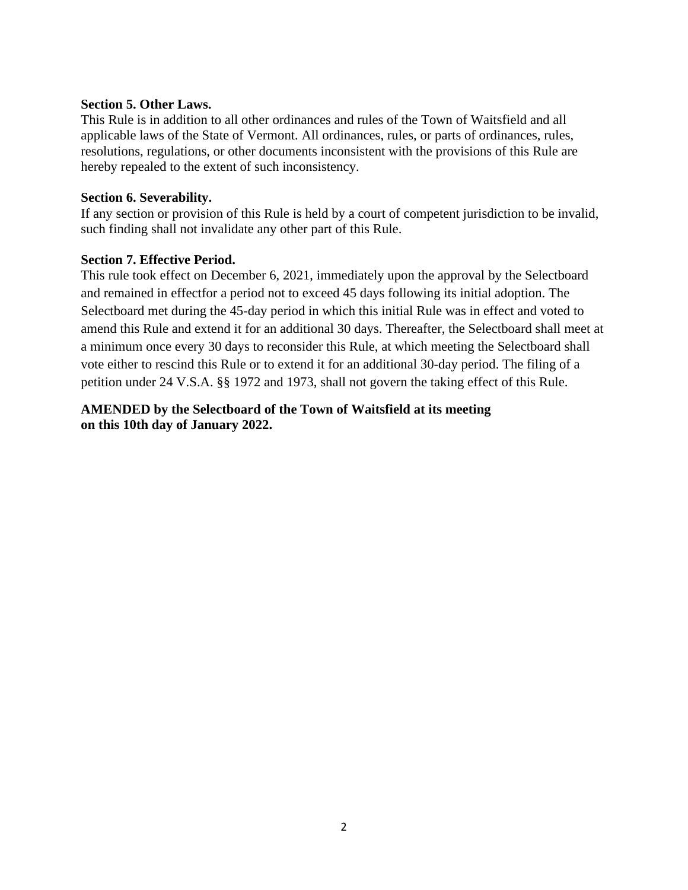**Section 5. Other Laws.**
This Rule is in addition to all other ordinances and rules of the Town of Waitsfield and all applicable laws of the State of Vermont. All ordinances, rules, or parts of ordinances, rules, resolutions, regulations, or other documents inconsistent with the provisions of this Rule are hereby repealed to the extent of such inconsistency.

**Section 6. Severability.**
If any section or provision of this Rule is held by a court of competent jurisdiction to be invalid, such finding shall not invalidate any other part of this Rule.

**Section 7. Effective Period.**
This rule took effect on December 6, 2021, immediately upon the approval by the Selectboard and remained in effectfor a period not to exceed 45 days following its initial adoption. The Selectboard met during the 45-day period in which this initial Rule was in effect and voted to amend this Rule and extend it for an additional 30 days. Thereafter, the Selectboard shall meet at a minimum once every 30 days to reconsider this Rule, at which meeting the Selectboard shall vote either to rescind this Rule or to extend it for an additional 30-day period. The filing of a petition under 24 V.S.A. §§ 1972 and 1973, shall not govern the taking effect of this Rule.

**AMENDED by the Selectboard of the Town of Waitsfield at its meeting on this 10th day of January 2022.**